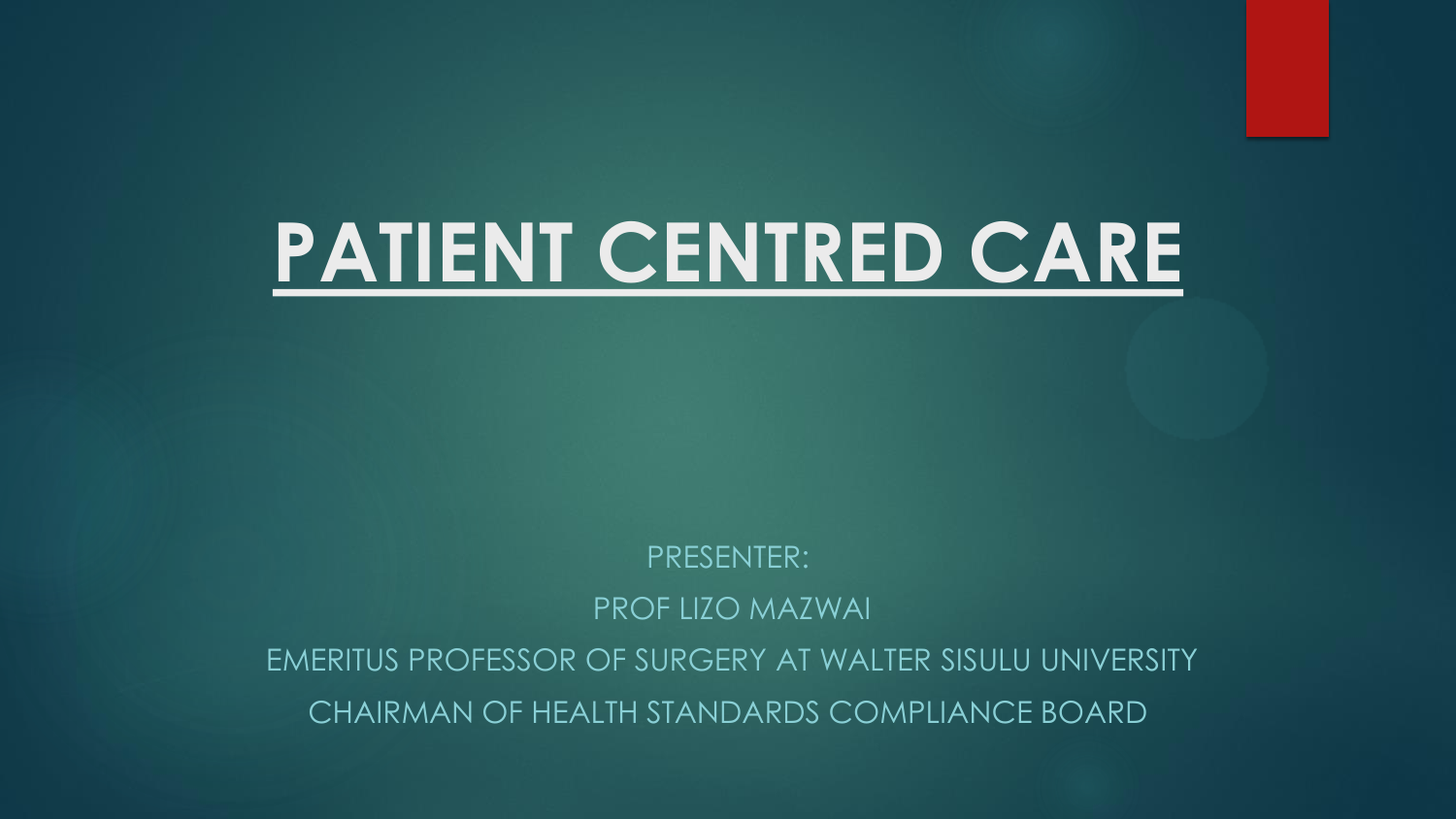# PATIENT CENTRED CARE

PRESENTER:

PROF LIZO MAZWAI

EMERITUS PROFESSOR OF SURGERY AT WALTER SISULU UNIVERSITY

CHAIRMAN OF HEALTH STANDARDS COMPLIANCE BOARD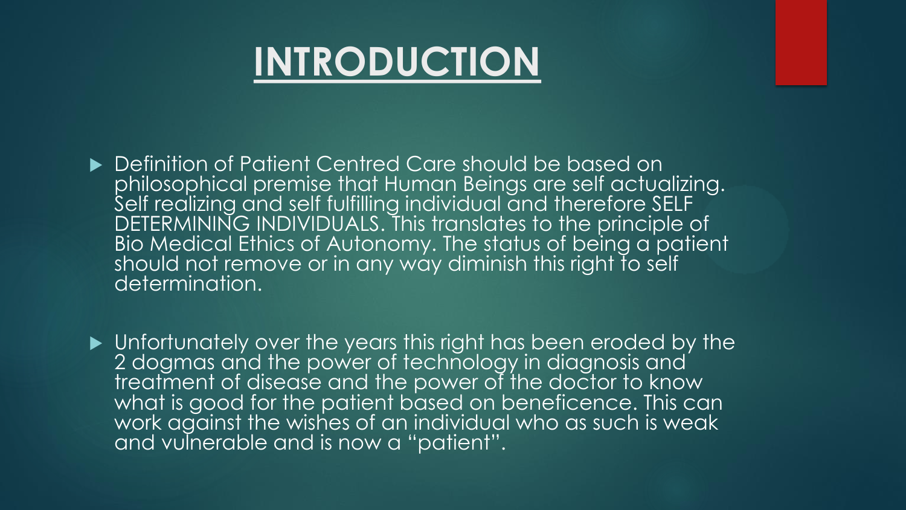# INTRODUCTION

- Definition of Patient Centred Care should be based on philosophical premise that Human Beings are self actualizing. Self realizing and self fulfilling individual and therefore SELF DETERMINING INDIVIDUALS. This translates to the principle of Bio Medical Ethics of Autonomy. The status of being a patient should not remove or in any way diminish this right to self determination.

- Unfortunately over the years this right has been eroded by the 2 dogmas and the power of technology in diagnosis and treatment of disease and the power of the doctor to know what is good for the patient based on beneficence. This can work against the wishes of an individual who as such is weak and vulnerable and is now a "patient".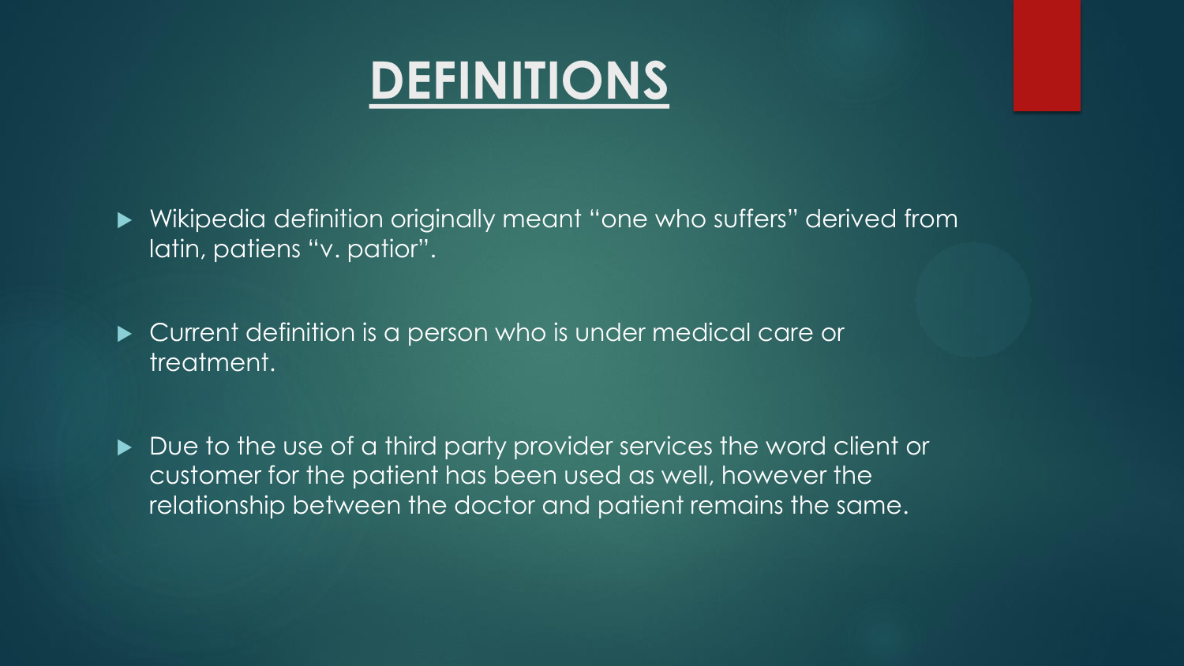# DEFINITIONS

- Wikipedia definition originally meant "one who suffers" derived from latin, patiens "v. patior".

- Current definition is a person who is under medical care or treatment.

- Due to the use of a third party provider services the word client or customer for the patient has been used as well, however the relationship between the doctor and patient remains the same.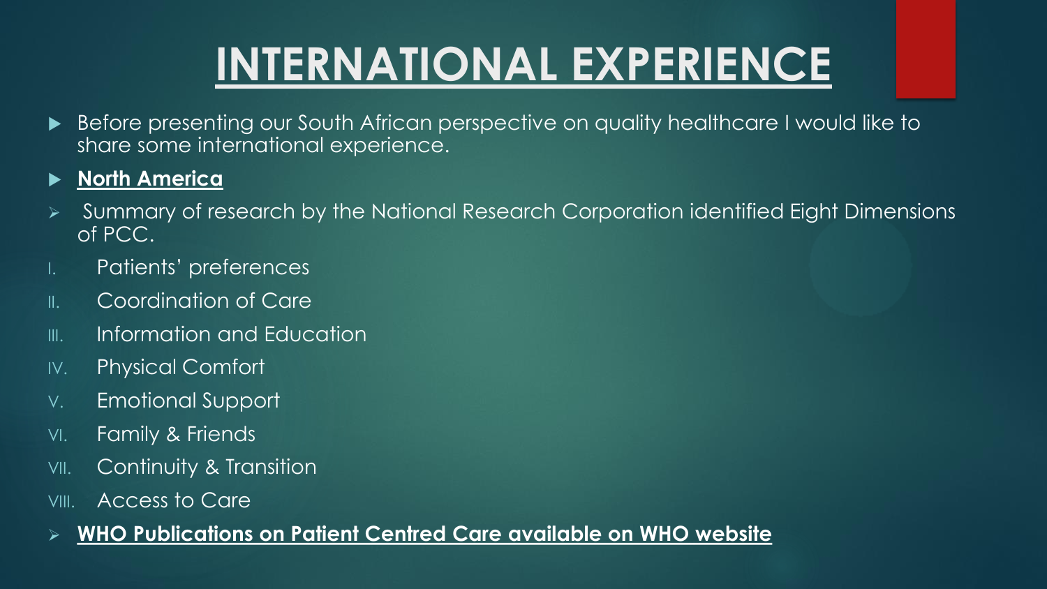# INTERNATIONAL EXPERIENCE

- Before presenting our South African perspective on quality healthcare I would like to share some international experience.
- **North America**
  - Summary of research by the National Research Corporation identified Eight Dimensions of PCC.

I. Patients' preferences
II. Coordination of Care
III. Information and Education
IV. Physical Comfort
V. Emotional Support
VI. Family & Friends
VII. Continuity & Transition
VIII. Access to Care

- **WHO Publications on Patient Centred Care available on WHO website**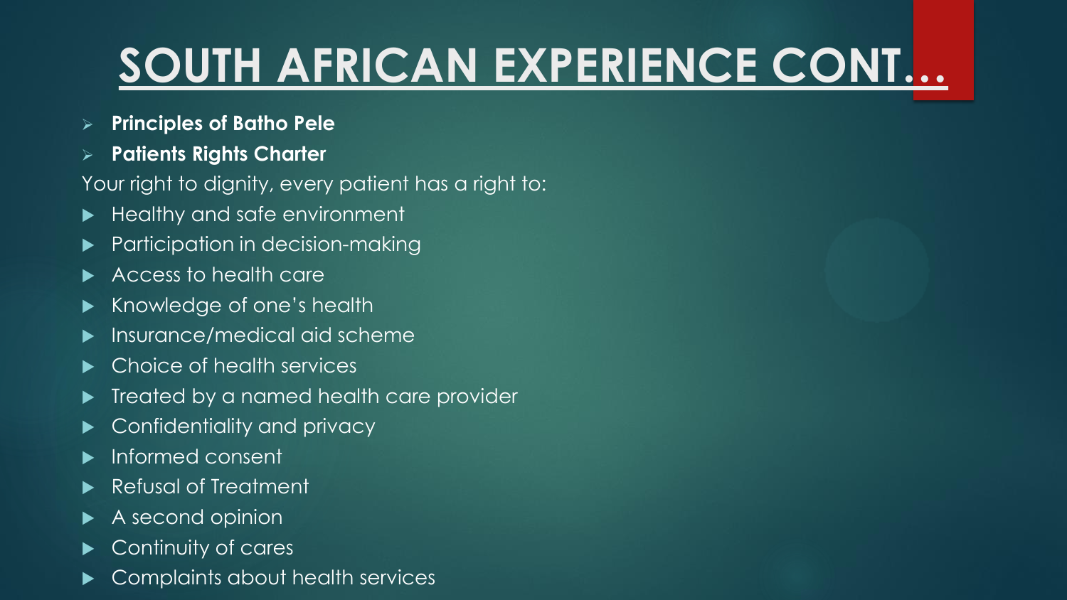# SOUTH AFRICAN EXPERIENCE CONT…

- **Principles of Batho Pele**
- **Patients Rights Charter**

Your right to dignity, every patient has a right to:

- Healthy and safe environment
- Participation in decision-making
- Access to health care
- Knowledge of one's health
- Insurance/medical aid scheme
- Choice of health services
- Treated by a named health care provider
- Confidentiality and privacy
- Informed consent
- Refusal of Treatment
- A second opinion
- Continuity of cares
- Complaints about health services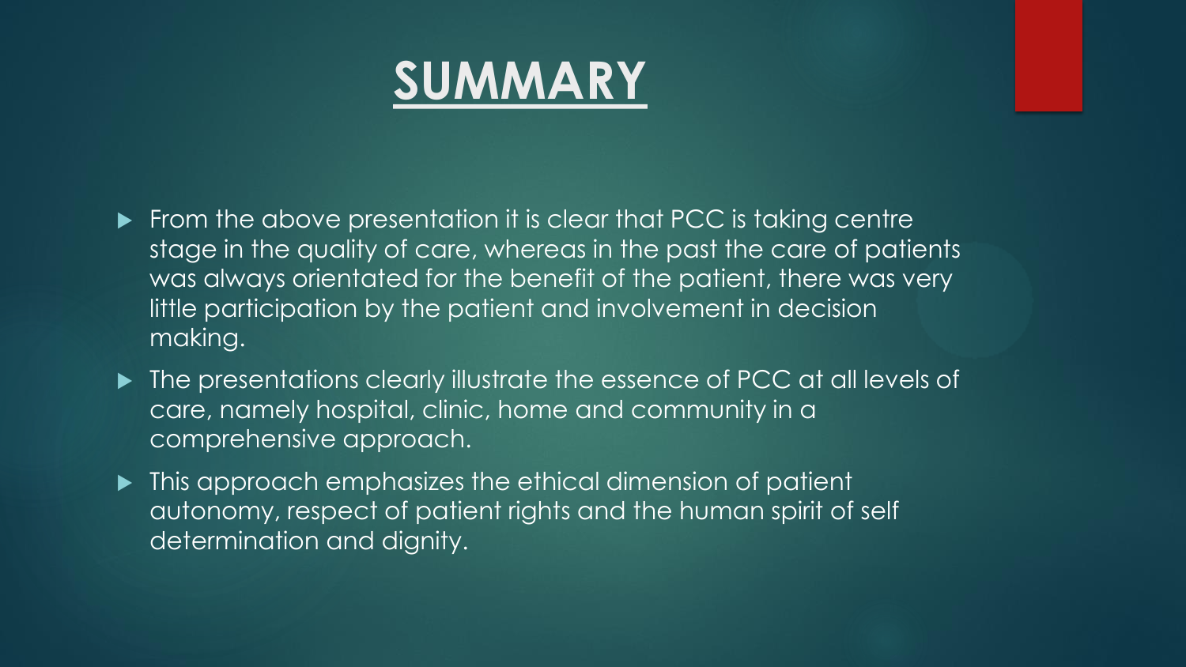# SUMMARY

- From the above presentation it is clear that PCC is taking centre stage in the quality of care, whereas in the past the care of patients was always orientated for the benefit of the patient, there was very little participation by the patient and involvement in decision making.
- The presentations clearly illustrate the essence of PCC at all levels of care, namely hospital, clinic, home and community in a comprehensive approach.
- This approach emphasizes the ethical dimension of patient autonomy, respect of patient rights and the human spirit of self determination and dignity.